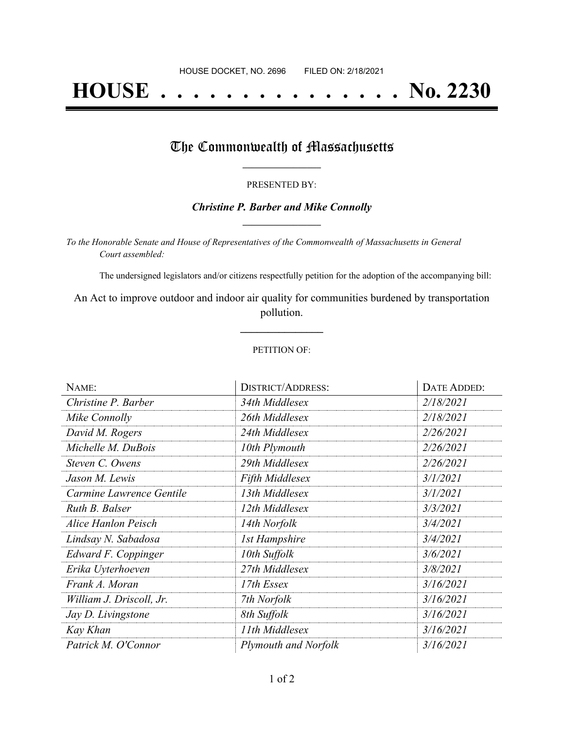HOUSE DOCKET, NO. 2696 FILED ON: 2/18/2021

# HOUSE . . . . . . . . . . . . . . . No. 2230

## The Commonwealth of Massachusetts

PRESENTED BY:

***Christine P. Barber and Mike Connolly***

*To the Honorable Senate and House of Representatives of the Commonwealth of Massachusetts in General Court assembled:*

The undersigned legislators and/or citizens respectfully petition for the adoption of the accompanying bill:

An Act to improve outdoor and indoor air quality for communities burdened by transportation pollution.

PETITION OF:

| NAME: | DISTRICT/ADDRESS: | DATE ADDED: |
| --- | --- | --- |
| *Christine P. Barber* | *34th Middlesex* | *2/18/2021* |
| *Mike Connolly* | *26th Middlesex* | *2/18/2021* |
| *David M. Rogers* | *24th Middlesex* | *2/26/2021* |
| *Michelle M. DuBois* | *10th Plymouth* | *2/26/2021* |
| *Steven C. Owens* | *29th Middlesex* | *2/26/2021* |
| *Jason M. Lewis* | *Fifth Middlesex* | *3/1/2021* |
| *Carmine Lawrence Gentile* | *13th Middlesex* | *3/1/2021* |
| *Ruth B. Balser* | *12th Middlesex* | *3/3/2021* |
| *Alice Hanlon Peisch* | *14th Norfolk* | *3/4/2021* |
| *Lindsay N. Sabadosa* | *1st Hampshire* | *3/4/2021* |
| *Edward F. Coppinger* | *10th Suffolk* | *3/6/2021* |
| *Erika Uyterhoeven* | *27th Middlesex* | *3/8/2021* |
| *Frank A. Moran* | *17th Essex* | *3/16/2021* |
| *William J. Driscoll, Jr.* | *7th Norfolk* | *3/16/2021* |
| *Jay D. Livingstone* | *8th Suffolk* | *3/16/2021* |
| *Kay Khan* | *11th Middlesex* | *3/16/2021* |
| *Patrick M. O'Connor* | *Plymouth and Norfolk* | *3/16/2021* |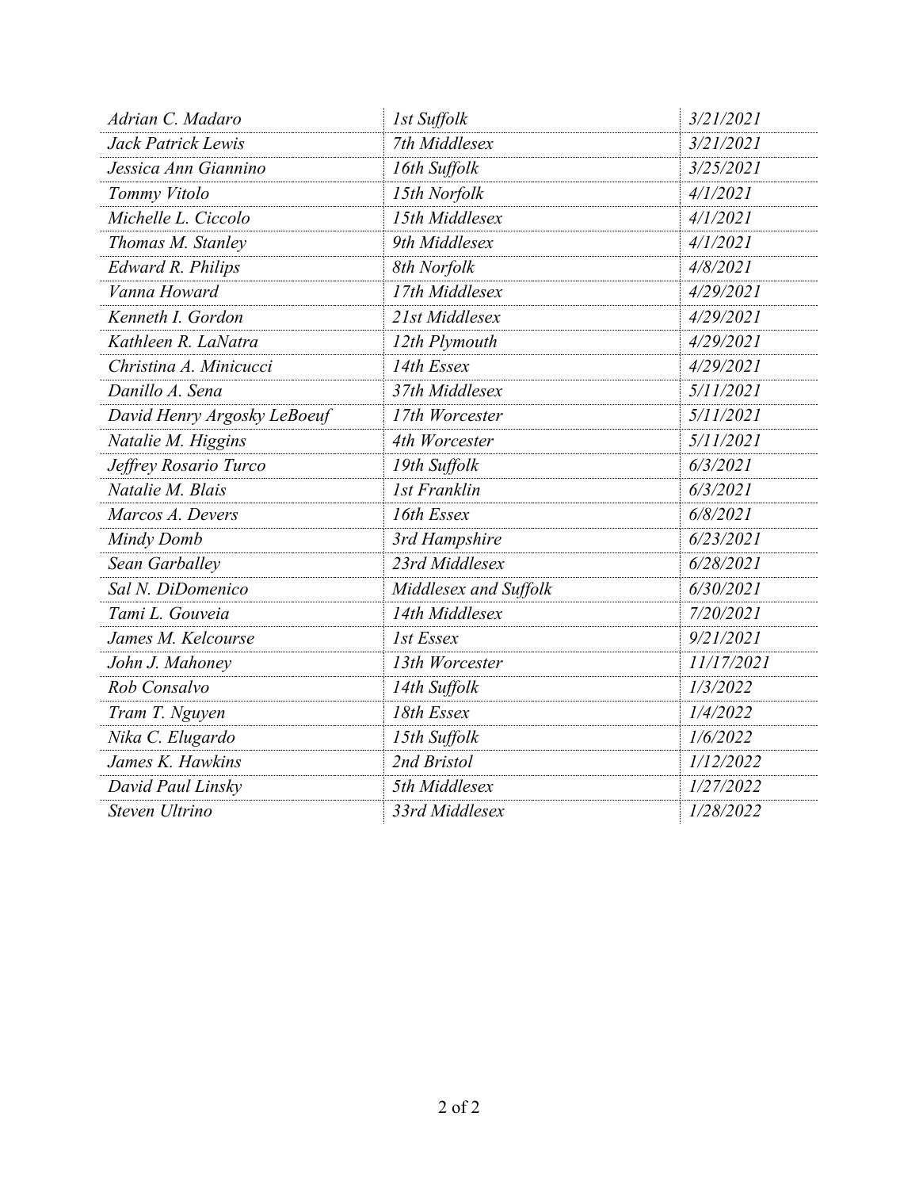| | | |
|---|---|---|
| *Adrian C. Madaro* | *1st Suffolk* | *3/21/2021* |
| *Jack Patrick Lewis* | *7th Middlesex* | *3/21/2021* |
| *Jessica Ann Giannino* | *16th Suffolk* | *3/25/2021* |
| *Tommy Vitolo* | *15th Norfolk* | *4/1/2021* |
| *Michelle L. Ciccolo* | *15th Middlesex* | *4/1/2021* |
| *Thomas M. Stanley* | *9th Middlesex* | *4/1/2021* |
| *Edward R. Philips* | *8th Norfolk* | *4/8/2021* |
| *Vanna Howard* | *17th Middlesex* | *4/29/2021* |
| *Kenneth I. Gordon* | *21st Middlesex* | *4/29/2021* |
| *Kathleen R. LaNatra* | *12th Plymouth* | *4/29/2021* |
| *Christina A. Minicucci* | *14th Essex* | *4/29/2021* |
| *Danillo A. Sena* | *37th Middlesex* | *5/11/2021* |
| *David Henry Argosky LeBoeuf* | *17th Worcester* | *5/11/2021* |
| *Natalie M. Higgins* | *4th Worcester* | *5/11/2021* |
| *Jeffrey Rosario Turco* | *19th Suffolk* | *6/3/2021* |
| *Natalie M. Blais* | *1st Franklin* | *6/3/2021* |
| *Marcos A. Devers* | *16th Essex* | *6/8/2021* |
| *Mindy Domb* | *3rd Hampshire* | *6/23/2021* |
| *Sean Garballey* | *23rd Middlesex* | *6/28/2021* |
| *Sal N. DiDomenico* | *Middlesex and Suffolk* | *6/30/2021* |
| *Tami L. Gouveia* | *14th Middlesex* | *7/20/2021* |
| *James M. Kelcourse* | *1st Essex* | *9/21/2021* |
| *John J. Mahoney* | *13th Worcester* | *11/17/2021* |
| *Rob Consalvo* | *14th Suffolk* | *1/3/2022* |
| *Tram T. Nguyen* | *18th Essex* | *1/4/2022* |
| *Nika C. Elugardo* | *15th Suffolk* | *1/6/2022* |
| *James K. Hawkins* | *2nd Bristol* | *1/12/2022* |
| *David Paul Linsky* | *5th Middlesex* | *1/27/2022* |
| *Steven Ultrino* | *33rd Middlesex* | *1/28/2022* |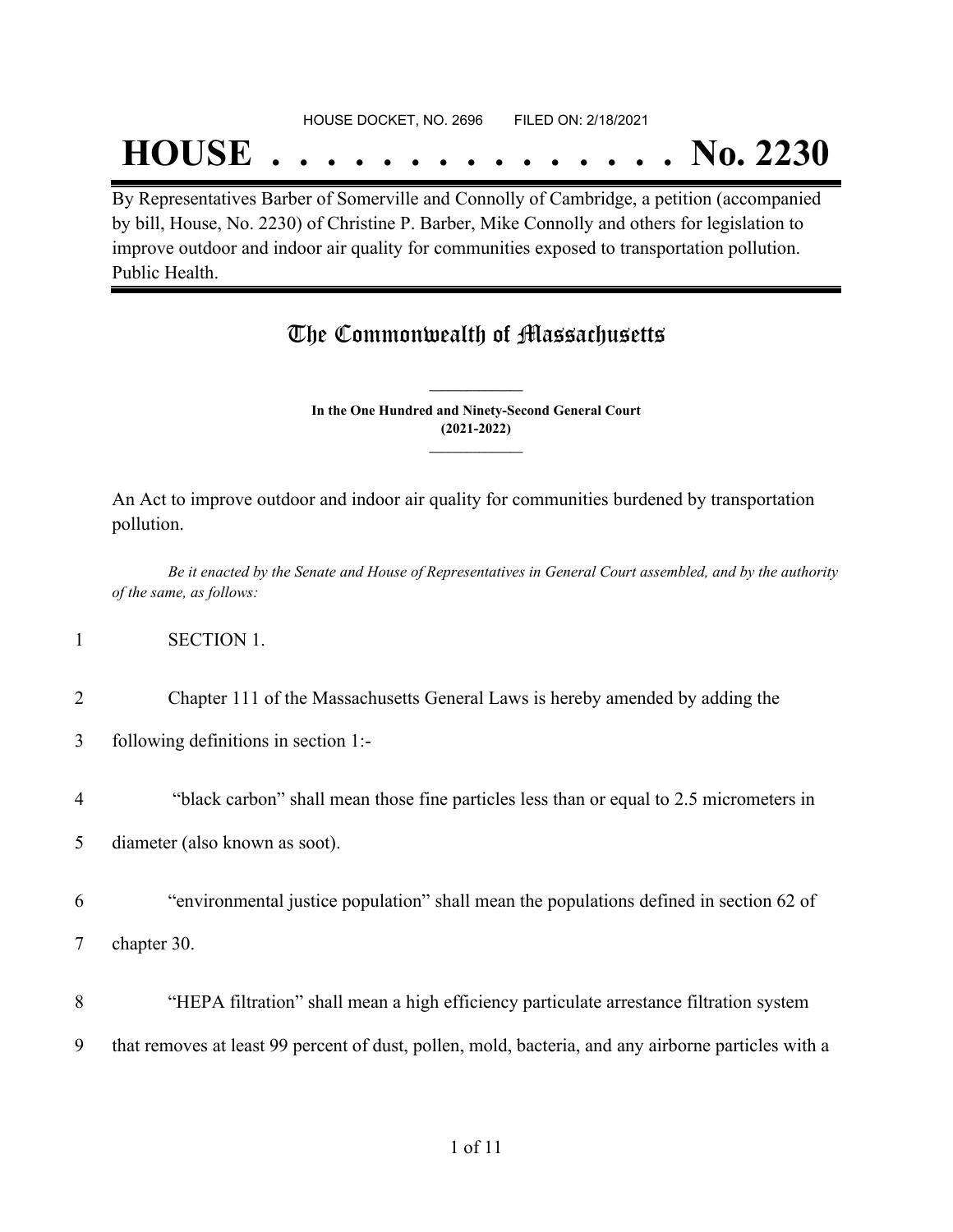HOUSE DOCKET, NO. 2696 FILED ON: 2/18/2021

# HOUSE . . . . . . . . . . . . . . . No. 2230

By Representatives Barber of Somerville and Connolly of Cambridge, a petition (accompanied by bill, House, No. 2230) of Christine P. Barber, Mike Connolly and others for legislation to improve outdoor and indoor air quality for communities exposed to transportation pollution. Public Health.

## The Commonwealth of Massachusetts

**In the One Hundred and Ninety-Second General Court**
**(2021-2022)**

An Act to improve outdoor and indoor air quality for communities burdened by transportation pollution.

*Be it enacted by the Senate and House of Representatives in General Court assembled, and by the authority of the same, as follows:*

1 SECTION 1.

2 Chapter 111 of the Massachusetts General Laws is hereby amended by adding the

3 following definitions in section 1:-

4 "black carbon" shall mean those fine particles less than or equal to 2.5 micrometers in

5 diameter (also known as soot).

6 "environmental justice population" shall mean the populations defined in section 62 of

7 chapter 30.

8 "HEPA filtration" shall mean a high efficiency particulate arrestance filtration system

9 that removes at least 99 percent of dust, pollen, mold, bacteria, and any airborne particles with a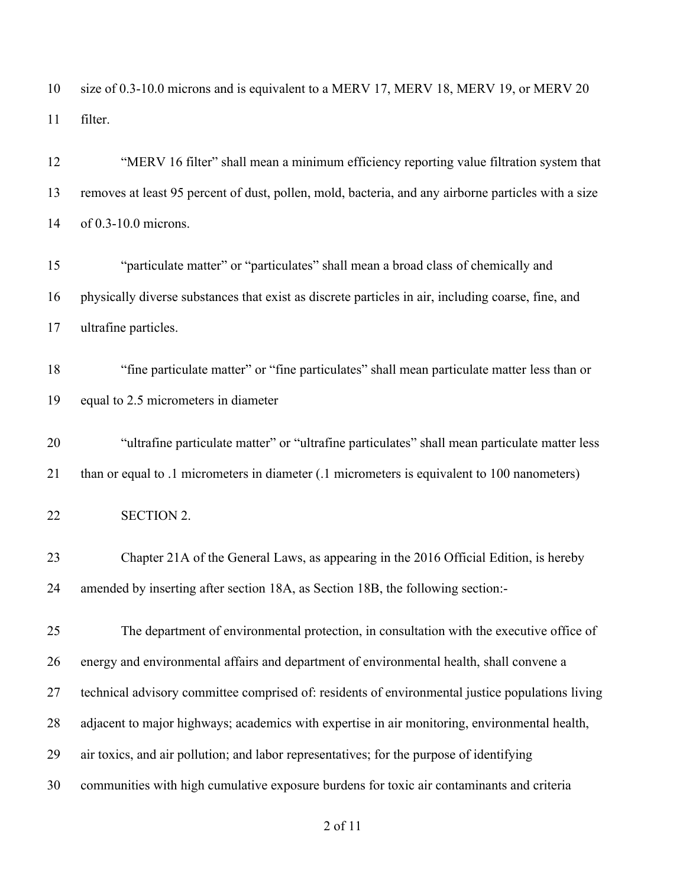size of 0.3-10.0 microns and is equivalent to a MERV 17, MERV 18, MERV 19, or MERV 20 filter.

"MERV 16 filter" shall mean a minimum efficiency reporting value filtration system that removes at least 95 percent of dust, pollen, mold, bacteria, and any airborne particles with a size of 0.3-10.0 microns.

"particulate matter" or "particulates" shall mean a broad class of chemically and physically diverse substances that exist as discrete particles in air, including coarse, fine, and ultrafine particles.

"fine particulate matter" or "fine particulates" shall mean particulate matter less than or equal to 2.5 micrometers in diameter

"ultrafine particulate matter" or "ultrafine particulates" shall mean particulate matter less than or equal to .1 micrometers in diameter (.1 micrometers is equivalent to 100 nanometers)

SECTION 2.

Chapter 21A of the General Laws, as appearing in the 2016 Official Edition, is hereby amended by inserting after section 18A, as Section 18B, the following section:-

The department of environmental protection, in consultation with the executive office of energy and environmental affairs and department of environmental health, shall convene a technical advisory committee comprised of: residents of environmental justice populations living adjacent to major highways; academics with expertise in air monitoring, environmental health, air toxics, and air pollution; and labor representatives; for the purpose of identifying communities with high cumulative exposure burdens for toxic air contaminants and criteria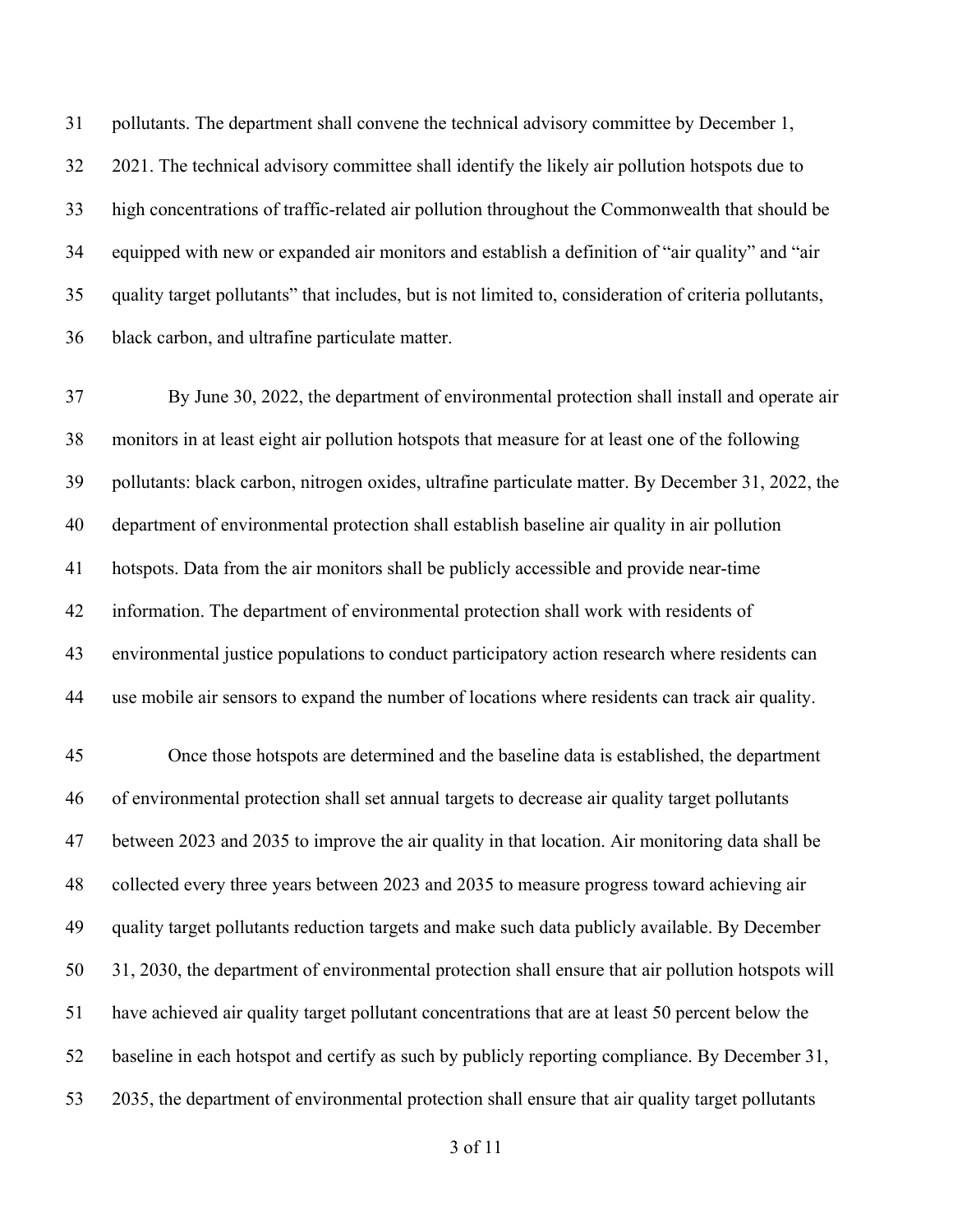pollutants. The department shall convene the technical advisory committee by December 1, 2021. The technical advisory committee shall identify the likely air pollution hotspots due to high concentrations of traffic-related air pollution throughout the Commonwealth that should be equipped with new or expanded air monitors and establish a definition of "air quality" and "air quality target pollutants" that includes, but is not limited to, consideration of criteria pollutants, black carbon, and ultrafine particulate matter.

By June 30, 2022, the department of environmental protection shall install and operate air monitors in at least eight air pollution hotspots that measure for at least one of the following pollutants: black carbon, nitrogen oxides, ultrafine particulate matter. By December 31, 2022, the department of environmental protection shall establish baseline air quality in air pollution hotspots. Data from the air monitors shall be publicly accessible and provide near-time information. The department of environmental protection shall work with residents of environmental justice populations to conduct participatory action research where residents can use mobile air sensors to expand the number of locations where residents can track air quality.

Once those hotspots are determined and the baseline data is established, the department of environmental protection shall set annual targets to decrease air quality target pollutants between 2023 and 2035 to improve the air quality in that location. Air monitoring data shall be collected every three years between 2023 and 2035 to measure progress toward achieving air quality target pollutants reduction targets and make such data publicly available. By December 31, 2030, the department of environmental protection shall ensure that air pollution hotspots will have achieved air quality target pollutant concentrations that are at least 50 percent below the baseline in each hotspot and certify as such by publicly reporting compliance. By December 31, 2035, the department of environmental protection shall ensure that air quality target pollutants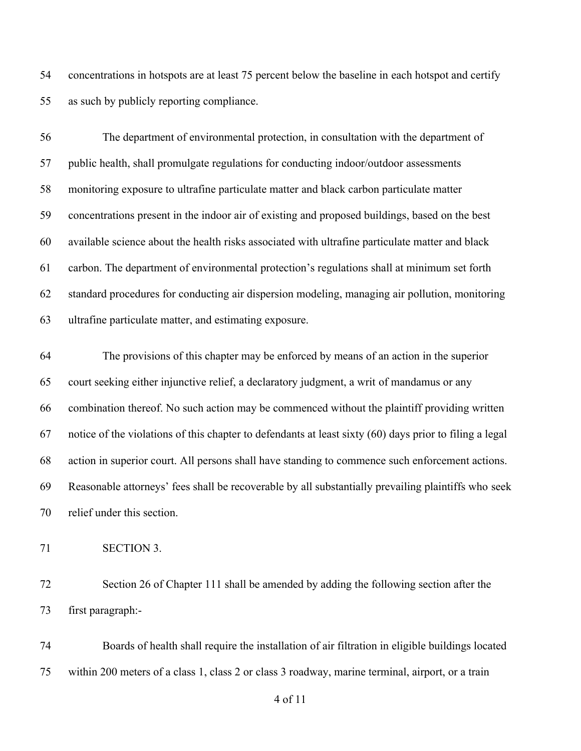concentrations in hotspots are at least 75 percent below the baseline in each hotspot and certify as such by publicly reporting compliance.

The department of environmental protection, in consultation with the department of public health, shall promulgate regulations for conducting indoor/outdoor assessments monitoring exposure to ultrafine particulate matter and black carbon particulate matter concentrations present in the indoor air of existing and proposed buildings, based on the best available science about the health risks associated with ultrafine particulate matter and black carbon. The department of environmental protection's regulations shall at minimum set forth standard procedures for conducting air dispersion modeling, managing air pollution, monitoring ultrafine particulate matter, and estimating exposure.

The provisions of this chapter may be enforced by means of an action in the superior court seeking either injunctive relief, a declaratory judgment, a writ of mandamus or any combination thereof. No such action may be commenced without the plaintiff providing written notice of the violations of this chapter to defendants at least sixty (60) days prior to filing a legal action in superior court. All persons shall have standing to commence such enforcement actions. Reasonable attorneys' fees shall be recoverable by all substantially prevailing plaintiffs who seek relief under this section.

SECTION 3.

Section 26 of Chapter 111 shall be amended by adding the following section after the first paragraph:-

Boards of health shall require the installation of air filtration in eligible buildings located within 200 meters of a class 1, class 2 or class 3 roadway, marine terminal, airport, or a train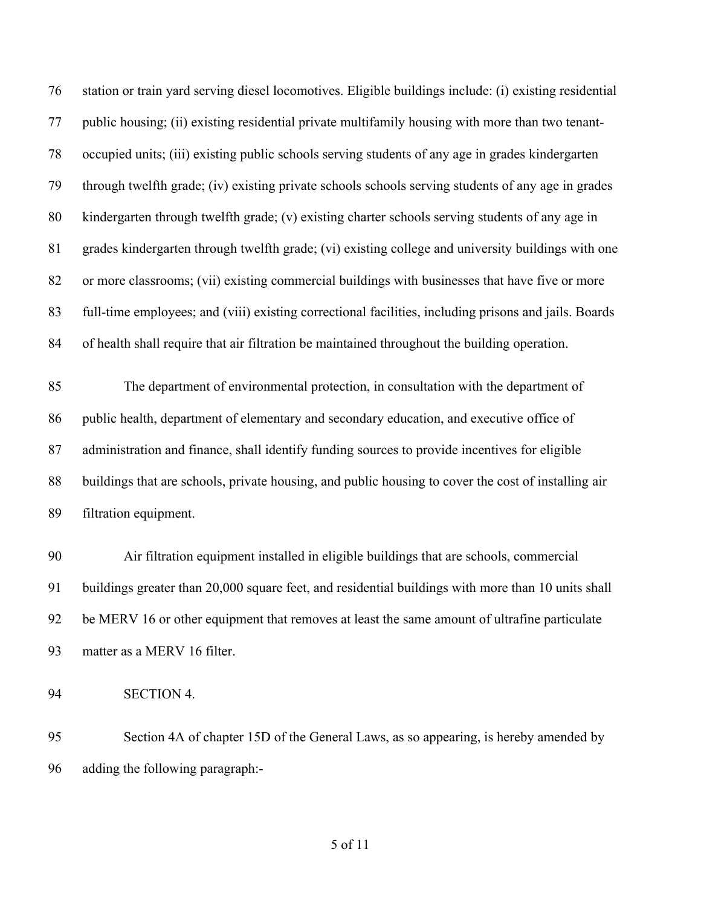station or train yard serving diesel locomotives. Eligible buildings include: (i) existing residential public housing; (ii) existing residential private multifamily housing with more than two tenant-occupied units; (iii) existing public schools serving students of any age in grades kindergarten through twelfth grade; (iv) existing private schools schools serving students of any age in grades kindergarten through twelfth grade; (v) existing charter schools serving students of any age in grades kindergarten through twelfth grade; (vi) existing college and university buildings with one or more classrooms; (vii) existing commercial buildings with businesses that have five or more full-time employees; and (viii) existing correctional facilities, including prisons and jails. Boards of health shall require that air filtration be maintained throughout the building operation.

The department of environmental protection, in consultation with the department of public health, department of elementary and secondary education, and executive office of administration and finance, shall identify funding sources to provide incentives for eligible buildings that are schools, private housing, and public housing to cover the cost of installing air filtration equipment.

Air filtration equipment installed in eligible buildings that are schools, commercial buildings greater than 20,000 square feet, and residential buildings with more than 10 units shall be MERV 16 or other equipment that removes at least the same amount of ultrafine particulate matter as a MERV 16 filter.

SECTION 4.

Section 4A of chapter 15D of the General Laws, as so appearing, is hereby amended by adding the following paragraph:-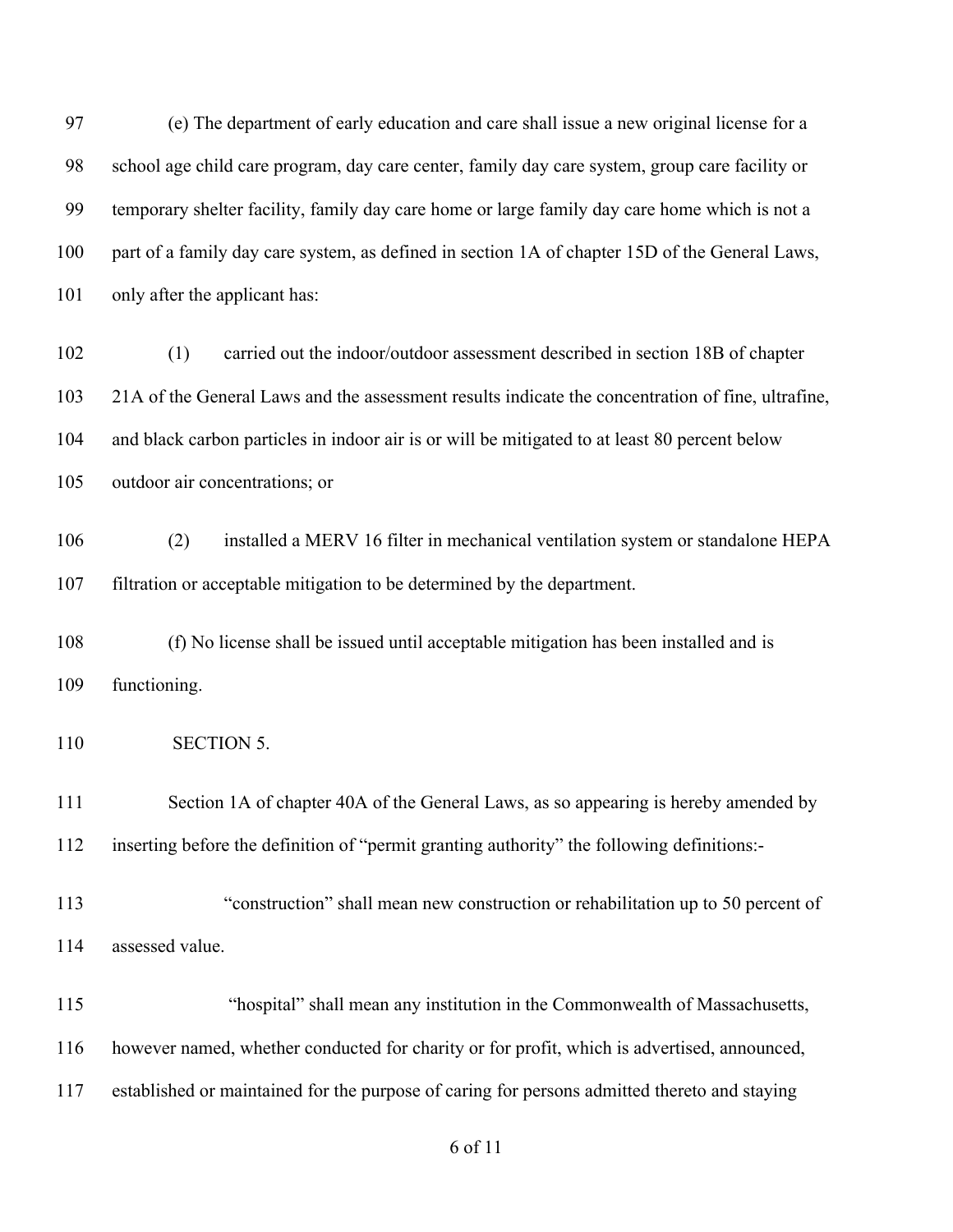(e) The department of early education and care shall issue a new original license for a school age child care program, day care center, family day care system, group care facility or temporary shelter facility, family day care home or large family day care home which is not a part of a family day care system, as defined in section 1A of chapter 15D of the General Laws, only after the applicant has:

(1) carried out the indoor/outdoor assessment described in section 18B of chapter 21A of the General Laws and the assessment results indicate the concentration of fine, ultrafine, and black carbon particles in indoor air is or will be mitigated to at least 80 percent below outdoor air concentrations; or

(2) installed a MERV 16 filter in mechanical ventilation system or standalone HEPA filtration or acceptable mitigation to be determined by the department.

(f) No license shall be issued until acceptable mitigation has been installed and is functioning.

SECTION 5.

Section 1A of chapter 40A of the General Laws, as so appearing is hereby amended by inserting before the definition of "permit granting authority" the following definitions:-

"construction" shall mean new construction or rehabilitation up to 50 percent of assessed value.

"hospital" shall mean any institution in the Commonwealth of Massachusetts, however named, whether conducted for charity or for profit, which is advertised, announced, established or maintained for the purpose of caring for persons admitted thereto and staying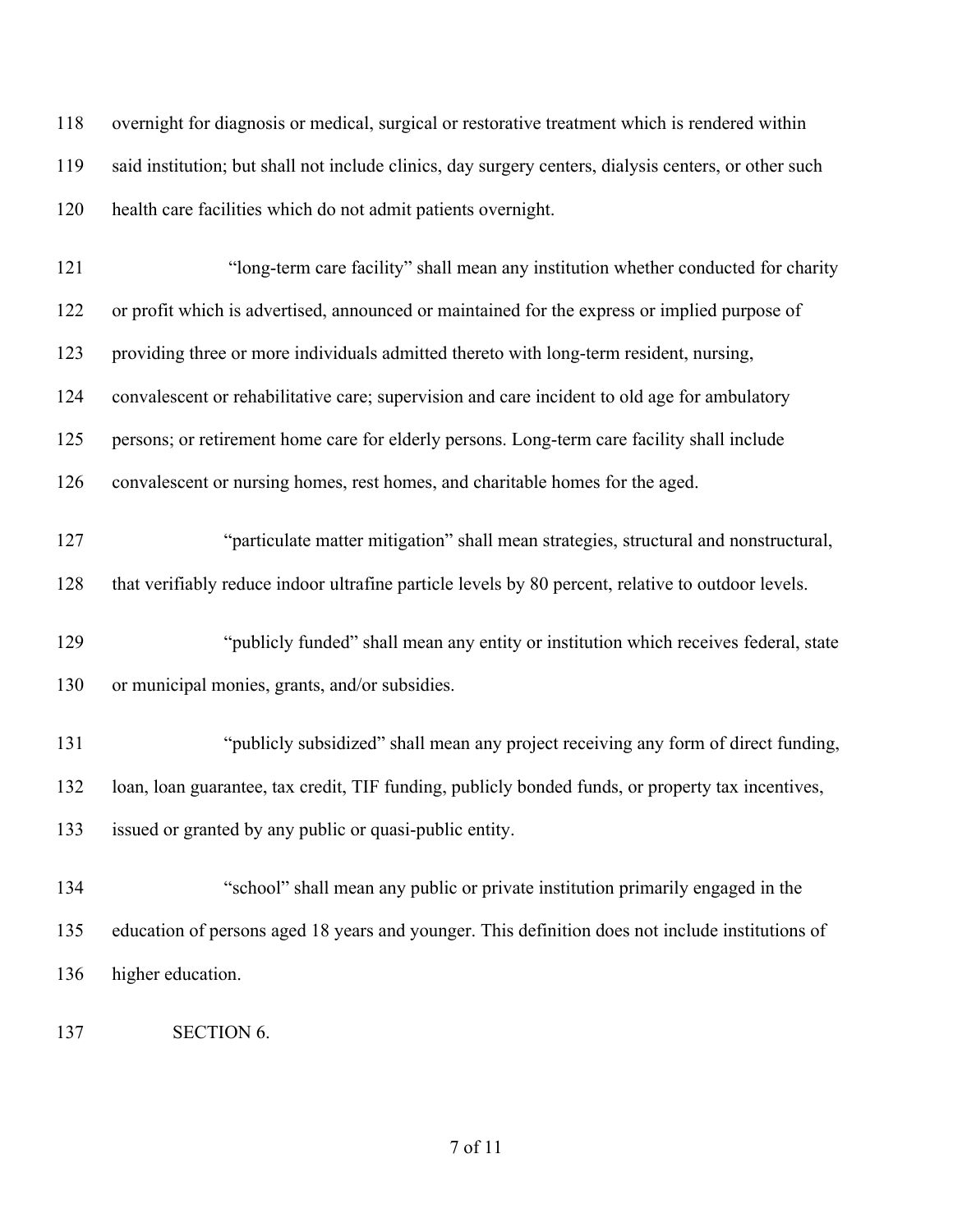118 overnight for diagnosis or medical, surgical or restorative treatment which is rendered within
119 said institution; but shall not include clinics, day surgery centers, dialysis centers, or other such
120 health care facilities which do not admit patients overnight.

121 "long-term care facility" shall mean any institution whether conducted for charity
122 or profit which is advertised, announced or maintained for the express or implied purpose of
123 providing three or more individuals admitted thereto with long-term resident, nursing,
124 convalescent or rehabilitative care; supervision and care incident to old age for ambulatory
125 persons; or retirement home care for elderly persons. Long-term care facility shall include
126 convalescent or nursing homes, rest homes, and charitable homes for the aged.

127 "particulate matter mitigation" shall mean strategies, structural and nonstructural,
128 that verifiably reduce indoor ultrafine particle levels by 80 percent, relative to outdoor levels.

129 "publicly funded" shall mean any entity or institution which receives federal, state
130 or municipal monies, grants, and/or subsidies.

131 "publicly subsidized" shall mean any project receiving any form of direct funding,
132 loan, loan guarantee, tax credit, TIF funding, publicly bonded funds, or property tax incentives,
133 issued or granted by any public or quasi-public entity.

134 "school" shall mean any public or private institution primarily engaged in the
135 education of persons aged 18 years and younger. This definition does not include institutions of
136 higher education.

137 SECTION 6.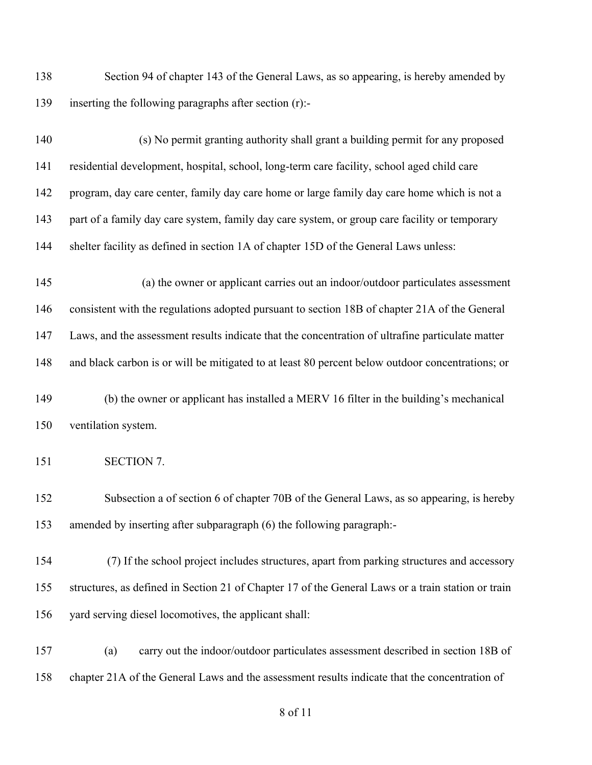Section 94 of chapter 143 of the General Laws, as so appearing, is hereby amended by inserting the following paragraphs after section (r):-

(s) No permit granting authority shall grant a building permit for any proposed residential development, hospital, school, long-term care facility, school aged child care program, day care center, family day care home or large family day care home which is not a part of a family day care system, family day care system, or group care facility or temporary shelter facility as defined in section 1A of chapter 15D of the General Laws unless:

(a) the owner or applicant carries out an indoor/outdoor particulates assessment consistent with the regulations adopted pursuant to section 18B of chapter 21A of the General Laws, and the assessment results indicate that the concentration of ultrafine particulate matter and black carbon is or will be mitigated to at least 80 percent below outdoor concentrations; or

(b) the owner or applicant has installed a MERV 16 filter in the building's mechanical ventilation system.

SECTION 7.

Subsection a of section 6 of chapter 70B of the General Laws, as so appearing, is hereby amended by inserting after subparagraph (6) the following paragraph:-

(7) If the school project includes structures, apart from parking structures and accessory structures, as defined in Section 21 of Chapter 17 of the General Laws or a train station or train yard serving diesel locomotives, the applicant shall:

(a) carry out the indoor/outdoor particulates assessment described in section 18B of chapter 21A of the General Laws and the assessment results indicate that the concentration of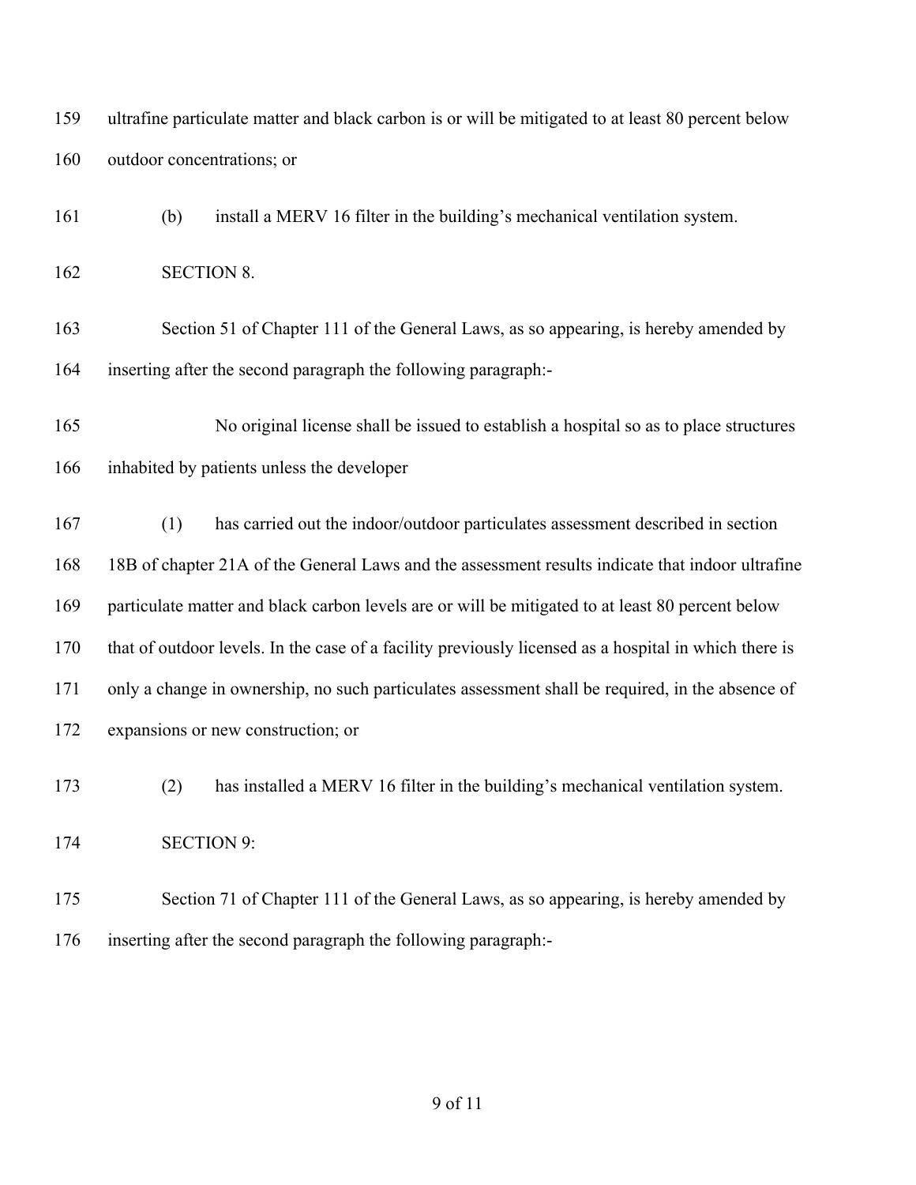ultrafine particulate matter and black carbon is or will be mitigated to at least 80 percent below outdoor concentrations; or

(b) install a MERV 16 filter in the building's mechanical ventilation system.

SECTION 8.

Section 51 of Chapter 111 of the General Laws, as so appearing, is hereby amended by inserting after the second paragraph the following paragraph:-

No original license shall be issued to establish a hospital so as to place structures inhabited by patients unless the developer

(1) has carried out the indoor/outdoor particulates assessment described in section 18B of chapter 21A of the General Laws and the assessment results indicate that indoor ultrafine particulate matter and black carbon levels are or will be mitigated to at least 80 percent below that of outdoor levels. In the case of a facility previously licensed as a hospital in which there is only a change in ownership, no such particulates assessment shall be required, in the absence of expansions or new construction; or

(2) has installed a MERV 16 filter in the building's mechanical ventilation system.

SECTION 9:

Section 71 of Chapter 111 of the General Laws, as so appearing, is hereby amended by inserting after the second paragraph the following paragraph:-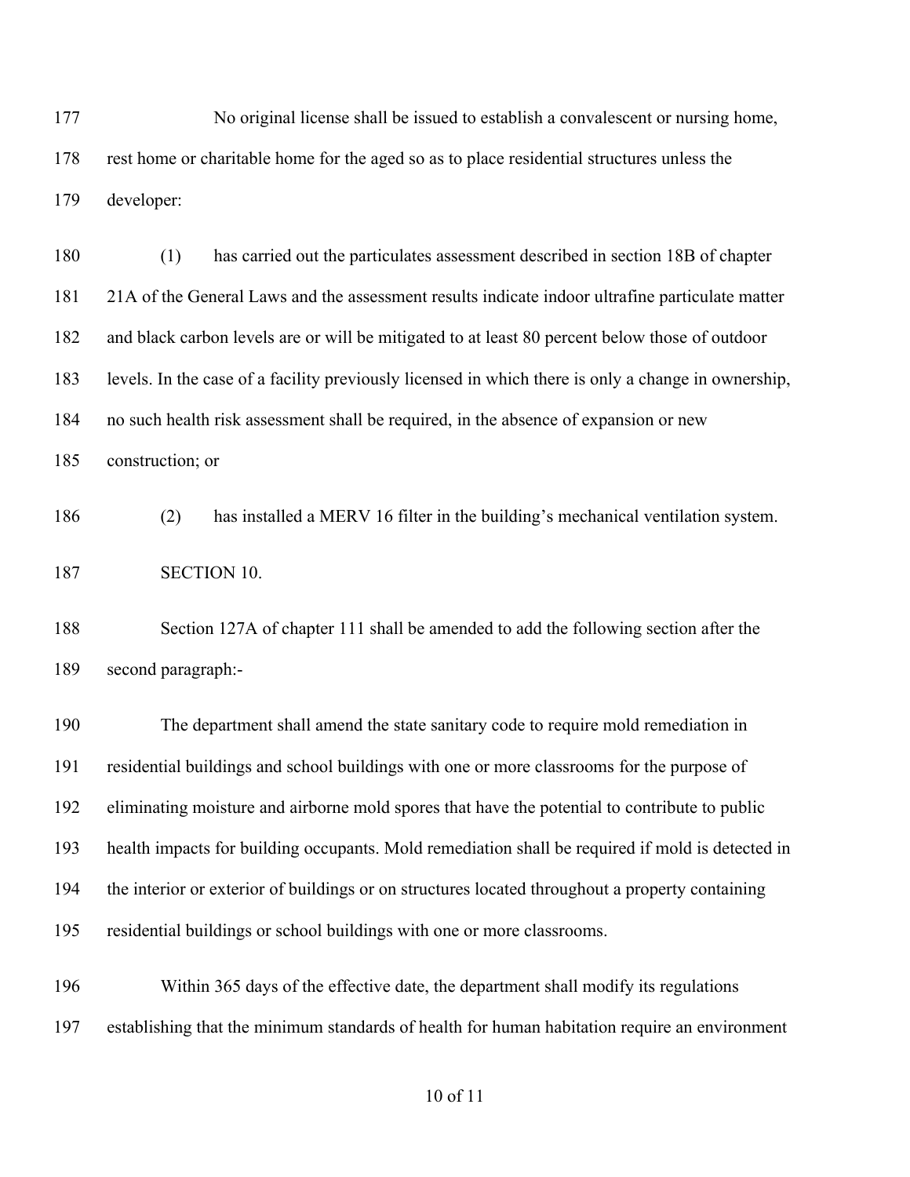No original license shall be issued to establish a convalescent or nursing home, rest home or charitable home for the aged so as to place residential structures unless the developer:

(1) has carried out the particulates assessment described in section 18B of chapter 21A of the General Laws and the assessment results indicate indoor ultrafine particulate matter and black carbon levels are or will be mitigated to at least 80 percent below those of outdoor levels. In the case of a facility previously licensed in which there is only a change in ownership, no such health risk assessment shall be required, in the absence of expansion or new construction; or

(2) has installed a MERV 16 filter in the building's mechanical ventilation system.

SECTION 10.

Section 127A of chapter 111 shall be amended to add the following section after the second paragraph:-

The department shall amend the state sanitary code to require mold remediation in residential buildings and school buildings with one or more classrooms for the purpose of eliminating moisture and airborne mold spores that have the potential to contribute to public health impacts for building occupants. Mold remediation shall be required if mold is detected in the interior or exterior of buildings or on structures located throughout a property containing residential buildings or school buildings with one or more classrooms.

Within 365 days of the effective date, the department shall modify its regulations establishing that the minimum standards of health for human habitation require an environment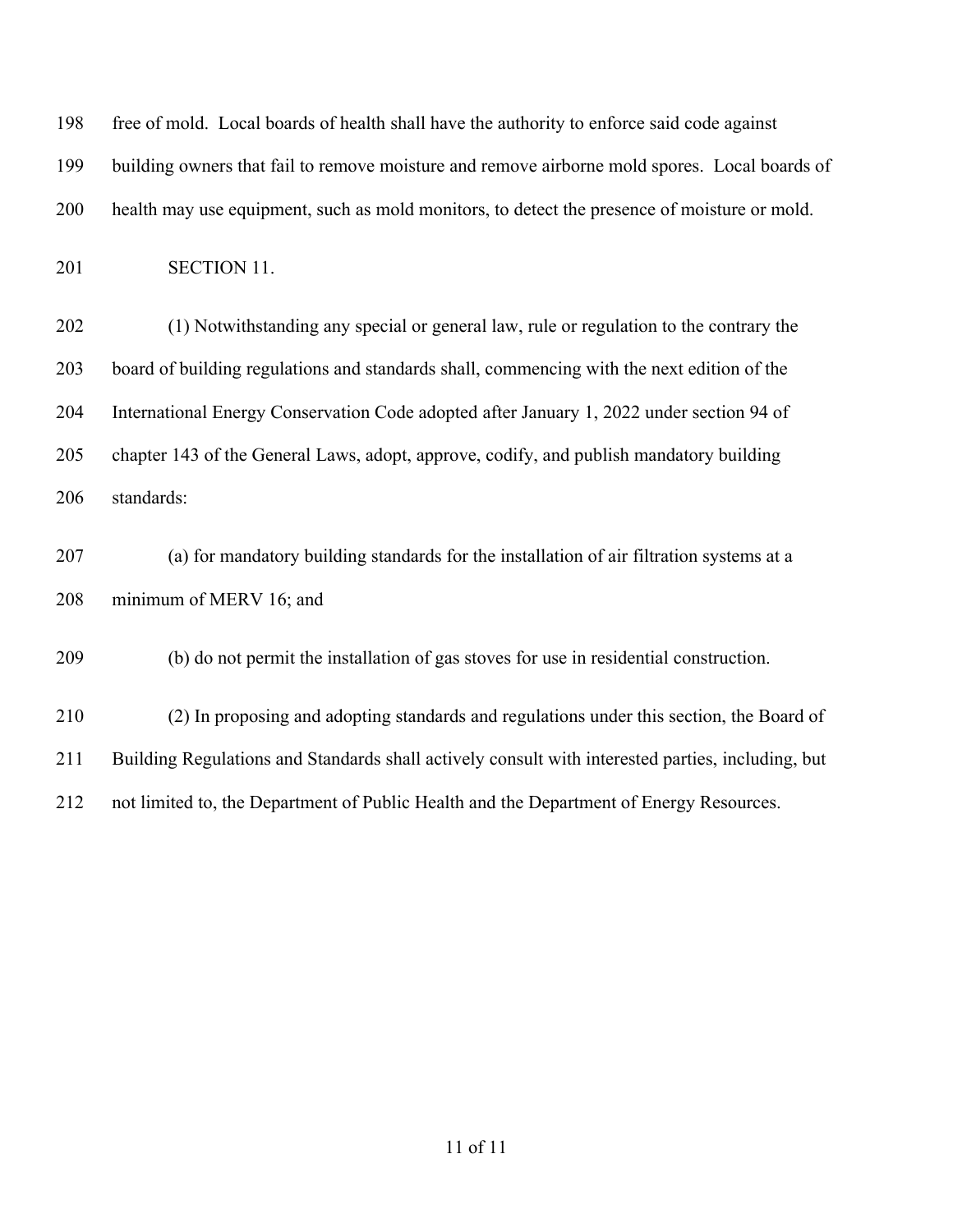free of mold. Local boards of health shall have the authority to enforce said code against building owners that fail to remove moisture and remove airborne mold spores. Local boards of health may use equipment, such as mold monitors, to detect the presence of moisture or mold.

SECTION 11.

(1) Notwithstanding any special or general law, rule or regulation to the contrary the board of building regulations and standards shall, commencing with the next edition of the International Energy Conservation Code adopted after January 1, 2022 under section 94 of chapter 143 of the General Laws, adopt, approve, codify, and publish mandatory building standards:

(a) for mandatory building standards for the installation of air filtration systems at a minimum of MERV 16; and

(b) do not permit the installation of gas stoves for use in residential construction.

(2) In proposing and adopting standards and regulations under this section, the Board of Building Regulations and Standards shall actively consult with interested parties, including, but not limited to, the Department of Public Health and the Department of Energy Resources.